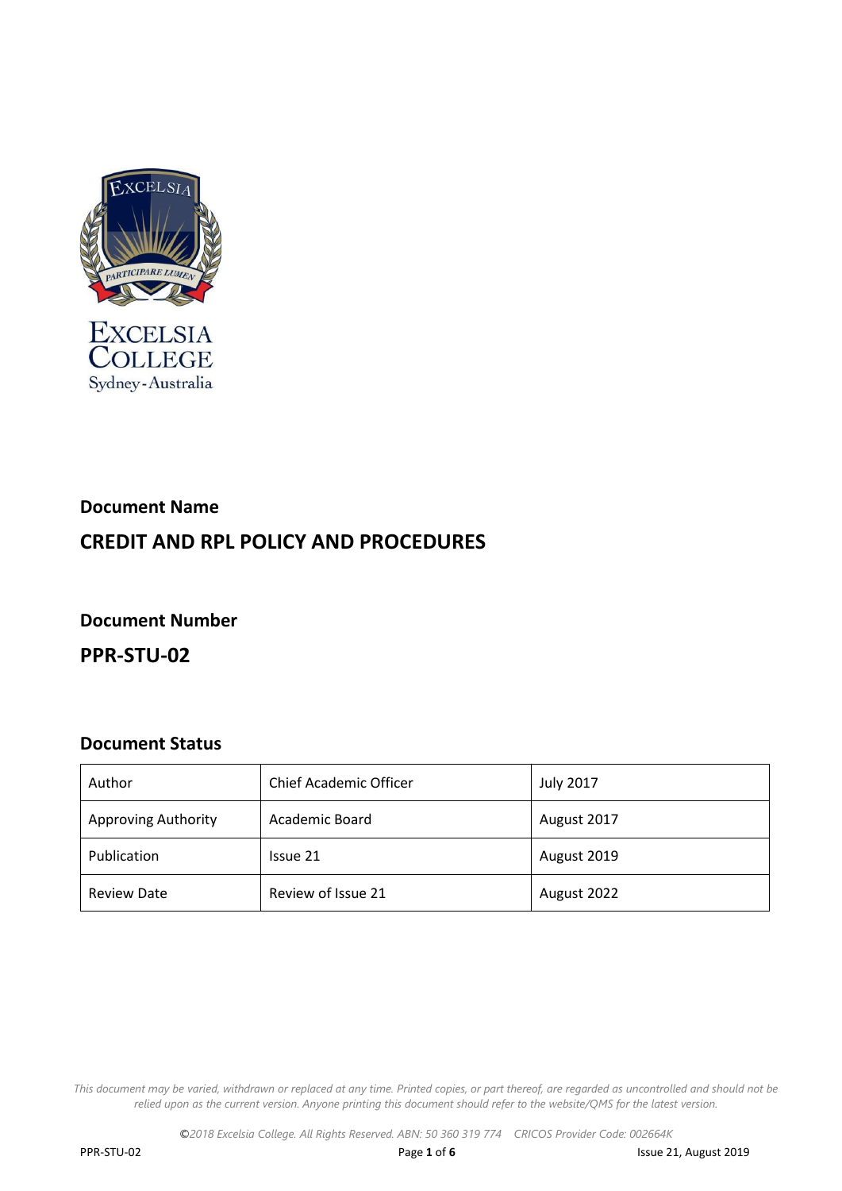Excelsia College
Sydney-Australia

## Document Name

# CREDIT AND RPL POLICY AND PROCEDURES

## Document Number

# PPR-STU-02

## Document Status

| Author | Chief Academic Officer | July 2017 |
|---|---|---|
| Approving Authority | Academic Board | August 2017 |
| Publication | Issue 21 | August 2019 |
| Review Date | Review of Issue 21 | August 2022 |

*This document may be varied, withdrawn or replaced at any time. Printed copies, or part thereof, are regarded as uncontrolled and should not be relied upon as the current version. Anyone printing this document should refer to the website/QMS for the latest version.*

*©2018 Excelsia College. All Rights Reserved. ABN: 50 360 319 774 CRICOS Provider Code: 002664K*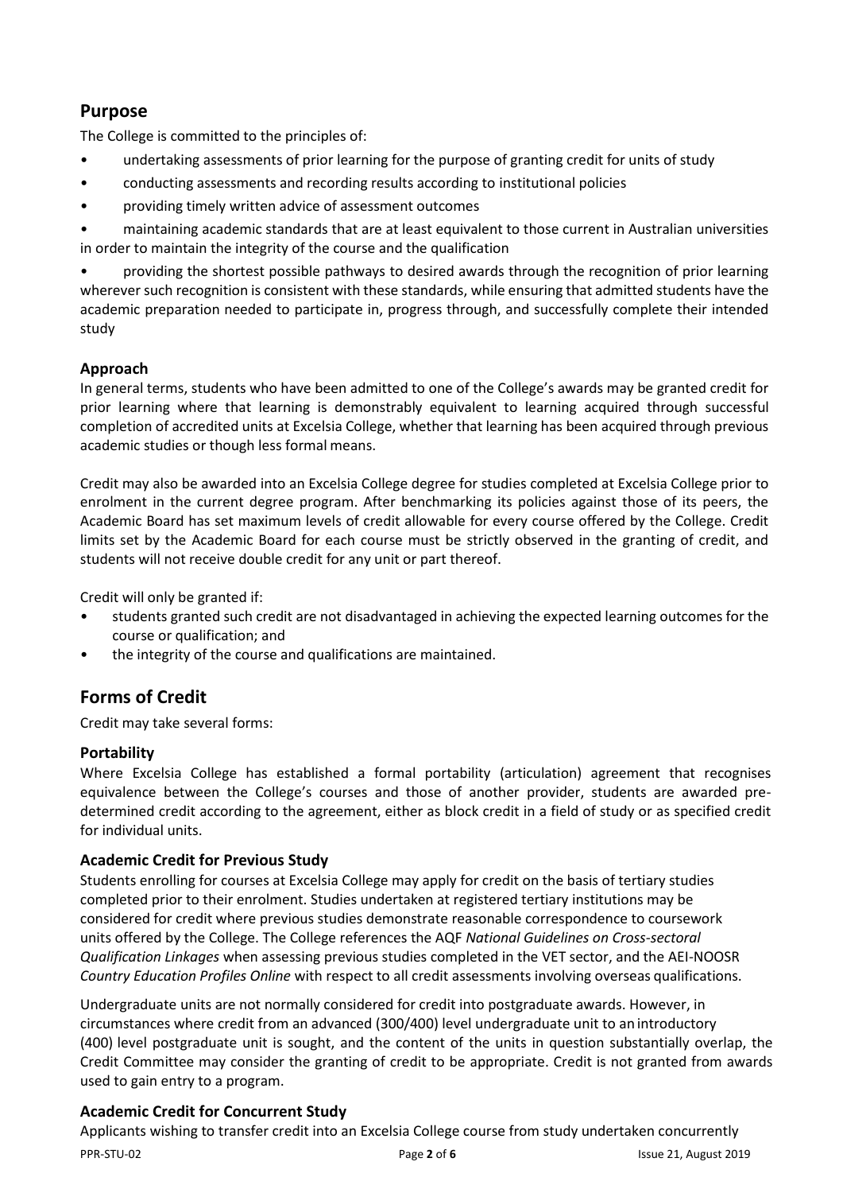## Purpose

The College is committed to the principles of:

- undertaking assessments of prior learning for the purpose of granting credit for units of study
- conducting assessments and recording results according to institutional policies
- providing timely written advice of assessment outcomes
- maintaining academic standards that are at least equivalent to those current in Australian universities in order to maintain the integrity of the course and the qualification
- providing the shortest possible pathways to desired awards through the recognition of prior learning wherever such recognition is consistent with these standards, while ensuring that admitted students have the academic preparation needed to participate in, progress through, and successfully complete their intended study

### Approach

In general terms, students who have been admitted to one of the College's awards may be granted credit for prior learning where that learning is demonstrably equivalent to learning acquired through successful completion of accredited units at Excelsia College, whether that learning has been acquired through previous academic studies or though less formal means.

Credit may also be awarded into an Excelsia College degree for studies completed at Excelsia College prior to enrolment in the current degree program. After benchmarking its policies against those of its peers, the Academic Board has set maximum levels of credit allowable for every course offered by the College. Credit limits set by the Academic Board for each course must be strictly observed in the granting of credit, and students will not receive double credit for any unit or part thereof.

Credit will only be granted if:

- students granted such credit are not disadvantaged in achieving the expected learning outcomes for the course or qualification; and
- the integrity of the course and qualifications are maintained.

## Forms of Credit

Credit may take several forms:

### Portability

Where Excelsia College has established a formal portability (articulation) agreement that recognises equivalence between the College's courses and those of another provider, students are awarded pre-determined credit according to the agreement, either as block credit in a field of study or as specified credit for individual units.

### Academic Credit for Previous Study

Students enrolling for courses at Excelsia College may apply for credit on the basis of tertiary studies completed prior to their enrolment. Studies undertaken at registered tertiary institutions may be considered for credit where previous studies demonstrate reasonable correspondence to coursework units offered by the College. The College references the AQF *National Guidelines on Cross-sectoral Qualification Linkages* when assessing previous studies completed in the VET sector, and the AEI-NOOSR *Country Education Profiles Online* with respect to all credit assessments involving overseas qualifications.

Undergraduate units are not normally considered for credit into postgraduate awards. However, in circumstances where credit from an advanced (300/400) level undergraduate unit to an introductory (400) level postgraduate unit is sought, and the content of the units in question substantially overlap, the Credit Committee may consider the granting of credit to be appropriate. Credit is not granted from awards used to gain entry to a program.

### Academic Credit for Concurrent Study

Applicants wishing to transfer credit into an Excelsia College course from study undertaken concurrently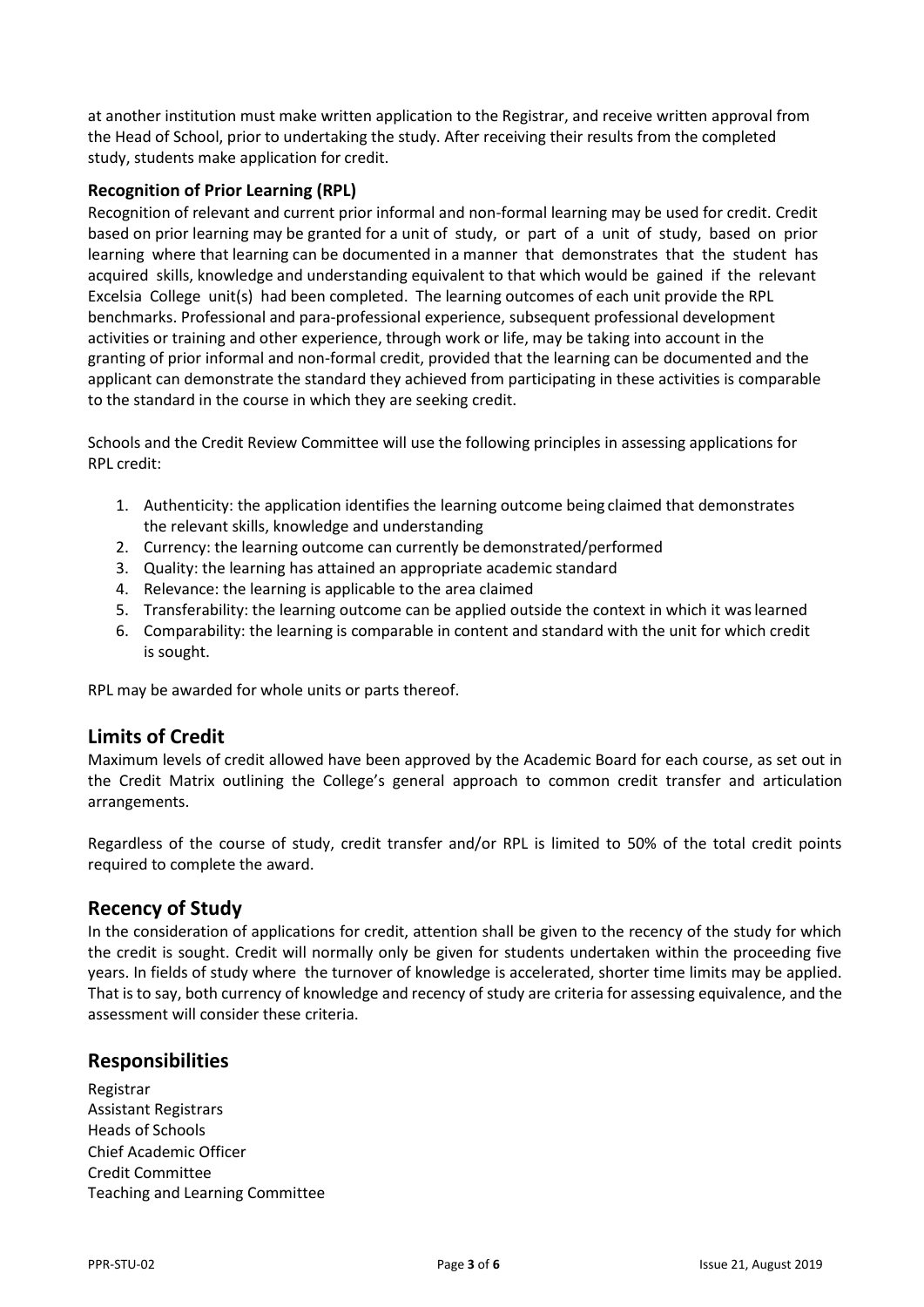at another institution must make written application to the Registrar, and receive written approval from the Head of School, prior to undertaking the study. After receiving their results from the completed study, students make application for credit.

### Recognition of Prior Learning (RPL)

Recognition of relevant and current prior informal and non-formal learning may be used for credit. Credit based on prior learning may be granted for a unit of study, or part of a unit of study, based on prior learning where that learning can be documented in a manner that demonstrates that the student has acquired skills, knowledge and understanding equivalent to that which would be gained if the relevant Excelsia College unit(s) had been completed. The learning outcomes of each unit provide the RPL benchmarks. Professional and para-professional experience, subsequent professional development activities or training and other experience, through work or life, may be taking into account in the granting of prior informal and non-formal credit, provided that the learning can be documented and the applicant can demonstrate the standard they achieved from participating in these activities is comparable to the standard in the course in which they are seeking credit.

Schools and the Credit Review Committee will use the following principles in assessing applications for RPL credit:

1. Authenticity: the application identifies the learning outcome being claimed that demonstrates the relevant skills, knowledge and understanding
2. Currency: the learning outcome can currently be demonstrated/performed
3. Quality: the learning has attained an appropriate academic standard
4. Relevance: the learning is applicable to the area claimed
5. Transferability: the learning outcome can be applied outside the context in which it was learned
6. Comparability: the learning is comparable in content and standard with the unit for which credit is sought.

RPL may be awarded for whole units or parts thereof.

## Limits of Credit

Maximum levels of credit allowed have been approved by the Academic Board for each course, as set out in the Credit Matrix outlining the College's general approach to common credit transfer and articulation arrangements.

Regardless of the course of study, credit transfer and/or RPL is limited to 50% of the total credit points required to complete the award.

## Recency of Study

In the consideration of applications for credit, attention shall be given to the recency of the study for which the credit is sought. Credit will normally only be given for students undertaken within the proceeding five years. In fields of study where the turnover of knowledge is accelerated, shorter time limits may be applied. That is to say, both currency of knowledge and recency of study are criteria for assessing equivalence, and the assessment will consider these criteria.

## Responsibilities

Registrar
Assistant Registrars
Heads of Schools
Chief Academic Officer
Credit Committee
Teaching and Learning Committee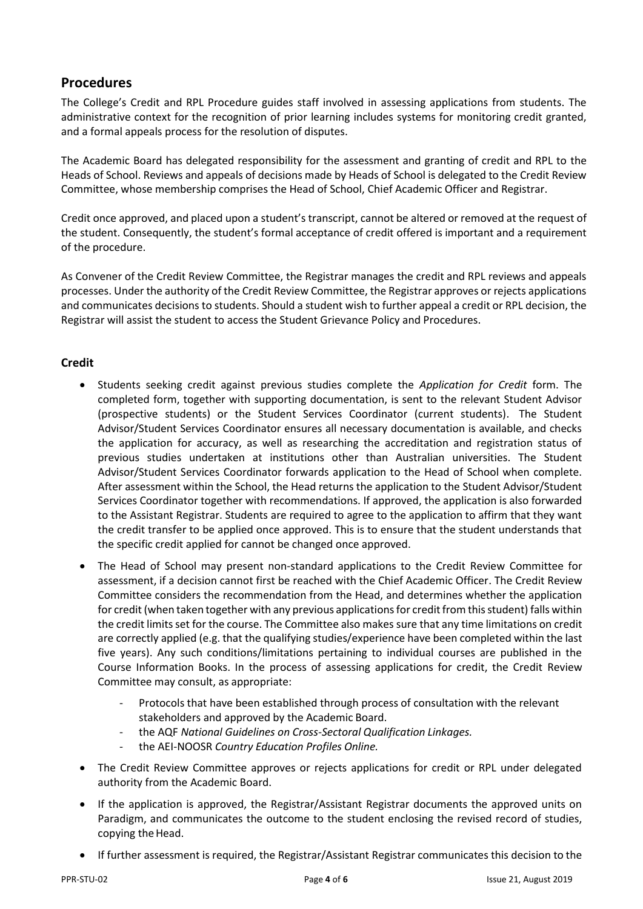## Procedures

The College's Credit and RPL Procedure guides staff involved in assessing applications from students. The administrative context for the recognition of prior learning includes systems for monitoring credit granted, and a formal appeals process for the resolution of disputes.

The Academic Board has delegated responsibility for the assessment and granting of credit and RPL to the Heads of School. Reviews and appeals of decisions made by Heads of School is delegated to the Credit Review Committee, whose membership comprises the Head of School, Chief Academic Officer and Registrar.

Credit once approved, and placed upon a student's transcript, cannot be altered or removed at the request of the student. Consequently, the student's formal acceptance of credit offered is important and a requirement of the procedure.

As Convener of the Credit Review Committee, the Registrar manages the credit and RPL reviews and appeals processes. Under the authority of the Credit Review Committee, the Registrar approves or rejects applications and communicates decisions to students. Should a student wish to further appeal a credit or RPL decision, the Registrar will assist the student to access the Student Grievance Policy and Procedures.

### Credit

- Students seeking credit against previous studies complete the *Application for Credit* form. The completed form, together with supporting documentation, is sent to the relevant Student Advisor (prospective students) or the Student Services Coordinator (current students). The Student Advisor/Student Services Coordinator ensures all necessary documentation is available, and checks the application for accuracy, as well as researching the accreditation and registration status of previous studies undertaken at institutions other than Australian universities. The Student Advisor/Student Services Coordinator forwards application to the Head of School when complete. After assessment within the School, the Head returns the application to the Student Advisor/Student Services Coordinator together with recommendations. If approved, the application is also forwarded to the Assistant Registrar. Students are required to agree to the application to affirm that they want the credit transfer to be applied once approved. This is to ensure that the student understands that the specific credit applied for cannot be changed once approved.
- The Head of School may present non-standard applications to the Credit Review Committee for assessment, if a decision cannot first be reached with the Chief Academic Officer. The Credit Review Committee considers the recommendation from the Head, and determines whether the application for credit (when taken together with any previous applications for credit from this student) falls within the credit limits set for the course. The Committee also makes sure that any time limitations on credit are correctly applied (e.g. that the qualifying studies/experience have been completed within the last five years). Any such conditions/limitations pertaining to individual courses are published in the Course Information Books. In the process of assessing applications for credit, the Credit Review Committee may consult, as appropriate:
    - Protocols that have been established through process of consultation with the relevant stakeholders and approved by the Academic Board.
    - the AQF *National Guidelines on Cross-Sectoral Qualification Linkages.*
    - the AEI-NOOSR *Country Education Profiles Online.*
- The Credit Review Committee approves or rejects applications for credit or RPL under delegated authority from the Academic Board.
- If the application is approved, the Registrar/Assistant Registrar documents the approved units on Paradigm, and communicates the outcome to the student enclosing the revised record of studies, copying the Head.
- If further assessment is required, the Registrar/Assistant Registrar communicates this decision to the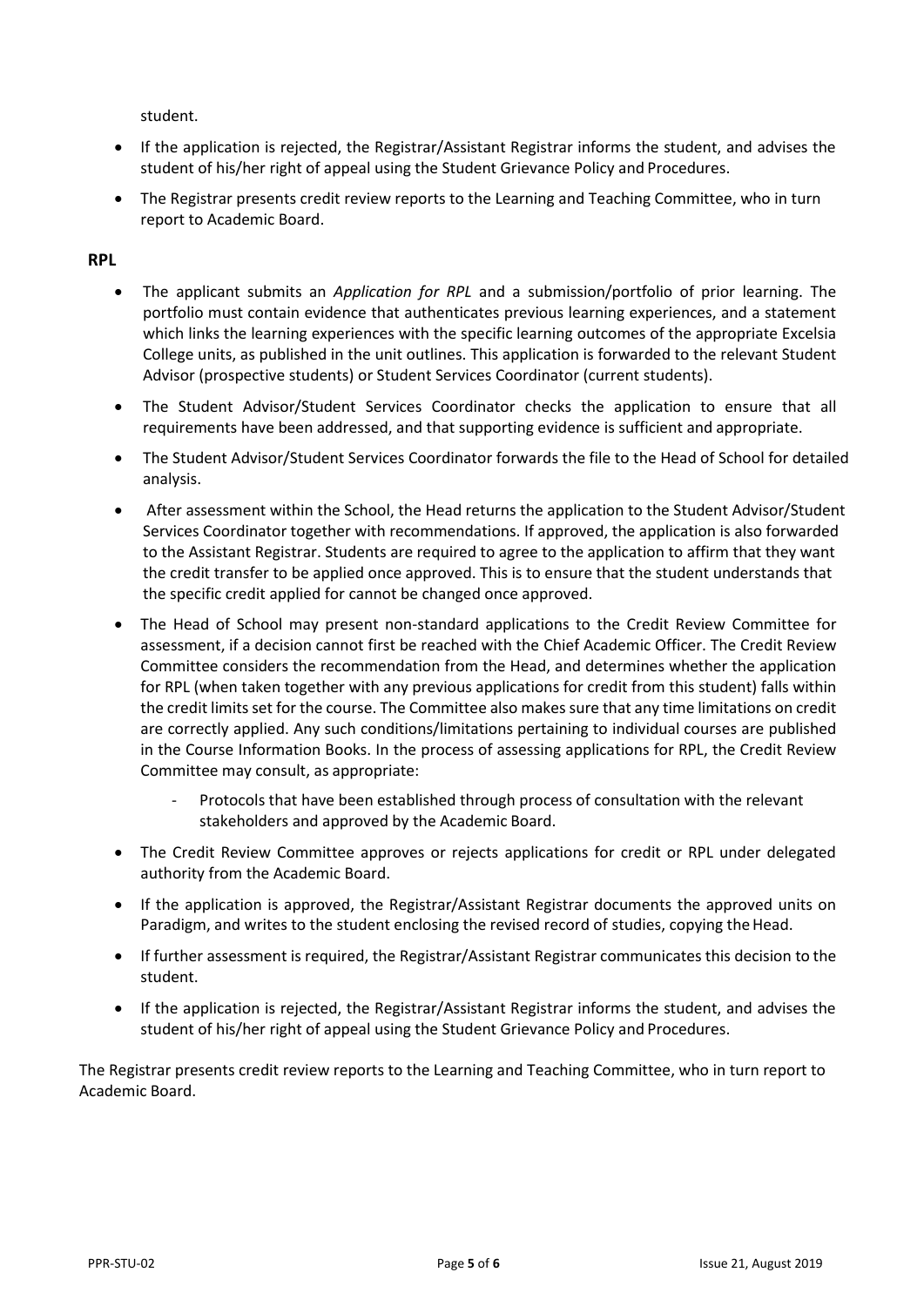student.

- If the application is rejected, the Registrar/Assistant Registrar informs the student, and advises the student of his/her right of appeal using the Student Grievance Policy and Procedures.
- The Registrar presents credit review reports to the Learning and Teaching Committee, who in turn report to Academic Board.

**RPL**

- The applicant submits an *Application for RPL* and a submission/portfolio of prior learning. The portfolio must contain evidence that authenticates previous learning experiences, and a statement which links the learning experiences with the specific learning outcomes of the appropriate Excelsia College units, as published in the unit outlines. This application is forwarded to the relevant Student Advisor (prospective students) or Student Services Coordinator (current students).
- The Student Advisor/Student Services Coordinator checks the application to ensure that all requirements have been addressed, and that supporting evidence is sufficient and appropriate.
- The Student Advisor/Student Services Coordinator forwards the file to the Head of School for detailed analysis.
- After assessment within the School, the Head returns the application to the Student Advisor/Student Services Coordinator together with recommendations. If approved, the application is also forwarded to the Assistant Registrar. Students are required to agree to the application to affirm that they want the credit transfer to be applied once approved. This is to ensure that the student understands that the specific credit applied for cannot be changed once approved.
- The Head of School may present non-standard applications to the Credit Review Committee for assessment, if a decision cannot first be reached with the Chief Academic Officer. The Credit Review Committee considers the recommendation from the Head, and determines whether the application for RPL (when taken together with any previous applications for credit from this student) falls within the credit limits set for the course. The Committee also makes sure that any time limitations on credit are correctly applied. Any such conditions/limitations pertaining to individual courses are published in the Course Information Books. In the process of assessing applications for RPL, the Credit Review Committee may consult, as appropriate:
    - Protocols that have been established through process of consultation with the relevant stakeholders and approved by the Academic Board.
- The Credit Review Committee approves or rejects applications for credit or RPL under delegated authority from the Academic Board.
- If the application is approved, the Registrar/Assistant Registrar documents the approved units on Paradigm, and writes to the student enclosing the revised record of studies, copying the Head.
- If further assessment is required, the Registrar/Assistant Registrar communicates this decision to the student.
- If the application is rejected, the Registrar/Assistant Registrar informs the student, and advises the student of his/her right of appeal using the Student Grievance Policy and Procedures.

The Registrar presents credit review reports to the Learning and Teaching Committee, who in turn report to Academic Board.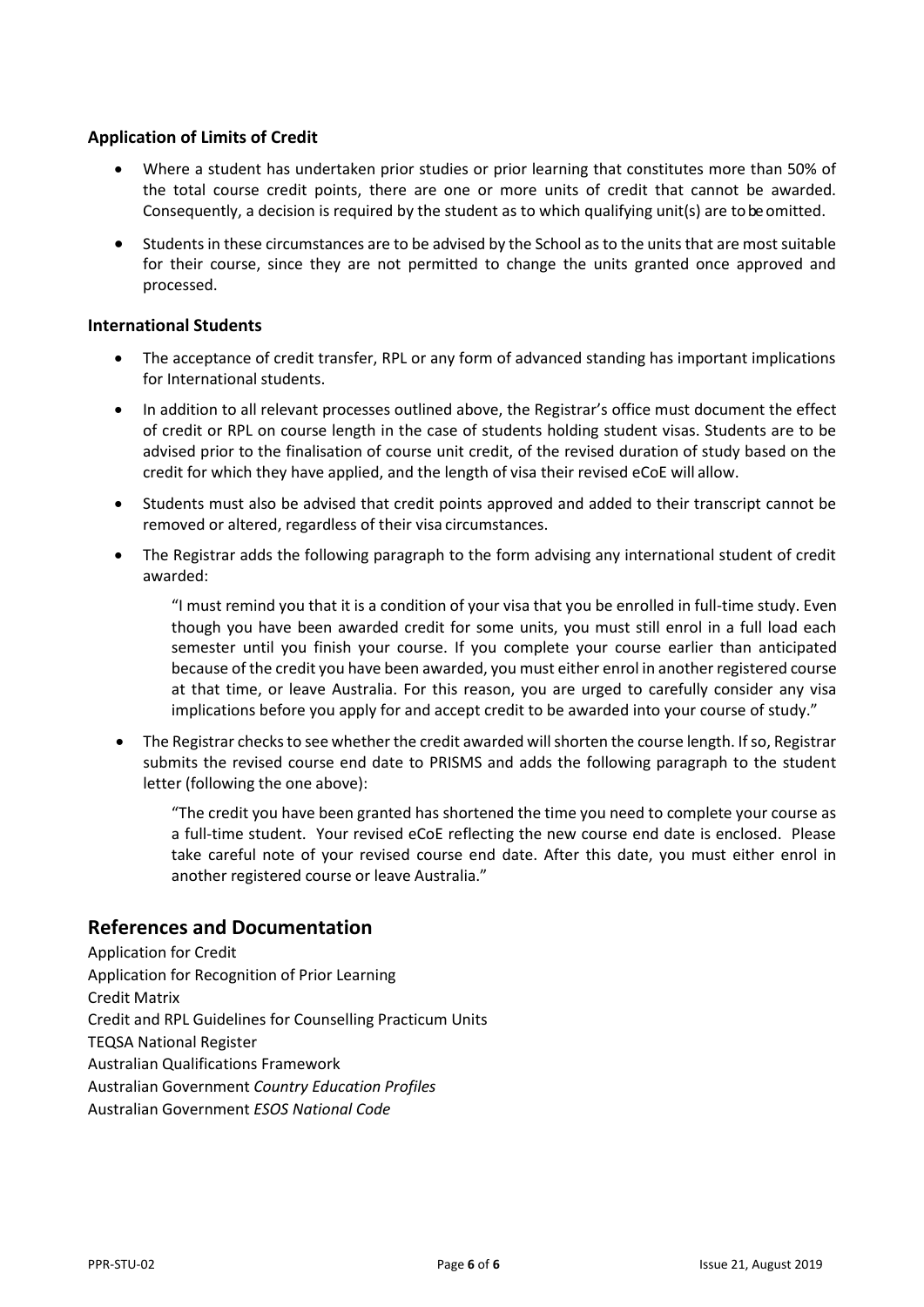### Application of Limits of Credit

- Where a student has undertaken prior studies or prior learning that constitutes more than 50% of the total course credit points, there are one or more units of credit that cannot be awarded. Consequently, a decision is required by the student as to which qualifying unit(s) are to be omitted.
- Students in these circumstances are to be advised by the School as to the units that are most suitable for their course, since they are not permitted to change the units granted once approved and processed.

### International Students

- The acceptance of credit transfer, RPL or any form of advanced standing has important implications for International students.
- In addition to all relevant processes outlined above, the Registrar's office must document the effect of credit or RPL on course length in the case of students holding student visas. Students are to be advised prior to the finalisation of course unit credit, of the revised duration of study based on the credit for which they have applied, and the length of visa their revised eCoE will allow.
- Students must also be advised that credit points approved and added to their transcript cannot be removed or altered, regardless of their visa circumstances.
- The Registrar adds the following paragraph to the form advising any international student of credit awarded:

  "I must remind you that it is a condition of your visa that you be enrolled in full-time study. Even though you have been awarded credit for some units, you must still enrol in a full load each semester until you finish your course. If you complete your course earlier than anticipated because of the credit you have been awarded, you must either enrol in another registered course at that time, or leave Australia. For this reason, you are urged to carefully consider any visa implications before you apply for and accept credit to be awarded into your course of study."

- The Registrar checks to see whether the credit awarded will shorten the course length. If so, Registrar submits the revised course end date to PRISMS and adds the following paragraph to the student letter (following the one above):

  "The credit you have been granted has shortened the time you need to complete your course as a full-time student. Your revised eCoE reflecting the new course end date is enclosed. Please take careful note of your revised course end date. After this date, you must either enrol in another registered course or leave Australia."

## References and Documentation

Application for Credit
Application for Recognition of Prior Learning
Credit Matrix
Credit and RPL Guidelines for Counselling Practicum Units
TEQSA National Register
Australian Qualifications Framework
Australian Government *Country Education Profiles*
Australian Government *ESOS National Code*